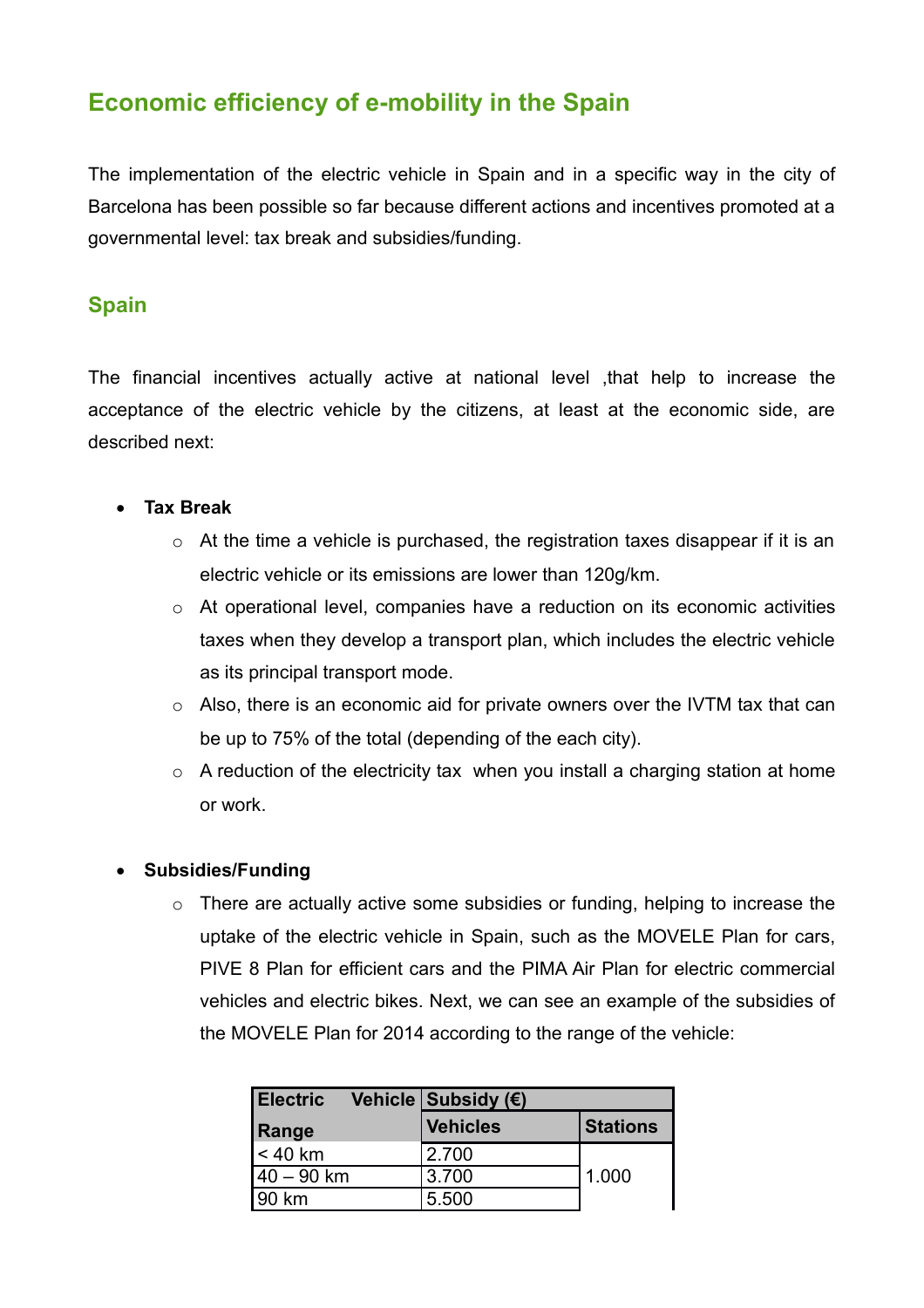# Economic efficiency of e-mobility in the Spain

The implementation of the electric vehicle in Spain and in a specific way in the city of Barcelona has been possible so far because different actions and incentives promoted at a governmental level: tax break and subsidies/funding.

## Spain

The financial incentives actually active at national level ,that help to increase the acceptance of the electric vehicle by the citizens, at least at the economic side, are described next:

- **Tax Break**
  - At the time a vehicle is purchased, the registration taxes disappear if it is an electric vehicle or its emissions are lower than 120g/km.
  - At operational level, companies have a reduction on its economic activities taxes when they develop a transport plan, which includes the electric vehicle as its principal transport mode.
  - Also, there is an economic aid for private owners over the IVTM tax that can be up to 75% of the total (depending of the each city).
  - A reduction of the electricity tax when you install a charging station at home or work.

- **Subsidies/Funding**
  - There are actually active some subsidies or funding, helping to increase the uptake of the electric vehicle in Spain, such as the MOVELE Plan for cars, PIVE 8 Plan for efficient cars and the PIMA Air Plan for electric commercial vehicles and electric bikes. Next, we can see an example of the subsidies of the MOVELE Plan for 2014 according to the range of the vehicle:

| Electric Vehicle Range | Subsidy (€) | |
|---|---|---|
| | Vehicles | Stations |
| < 40 km | 2.700 | 1.000 |
| 40 – 90 km | 3.700 | |
| 90 km | 5.500 | |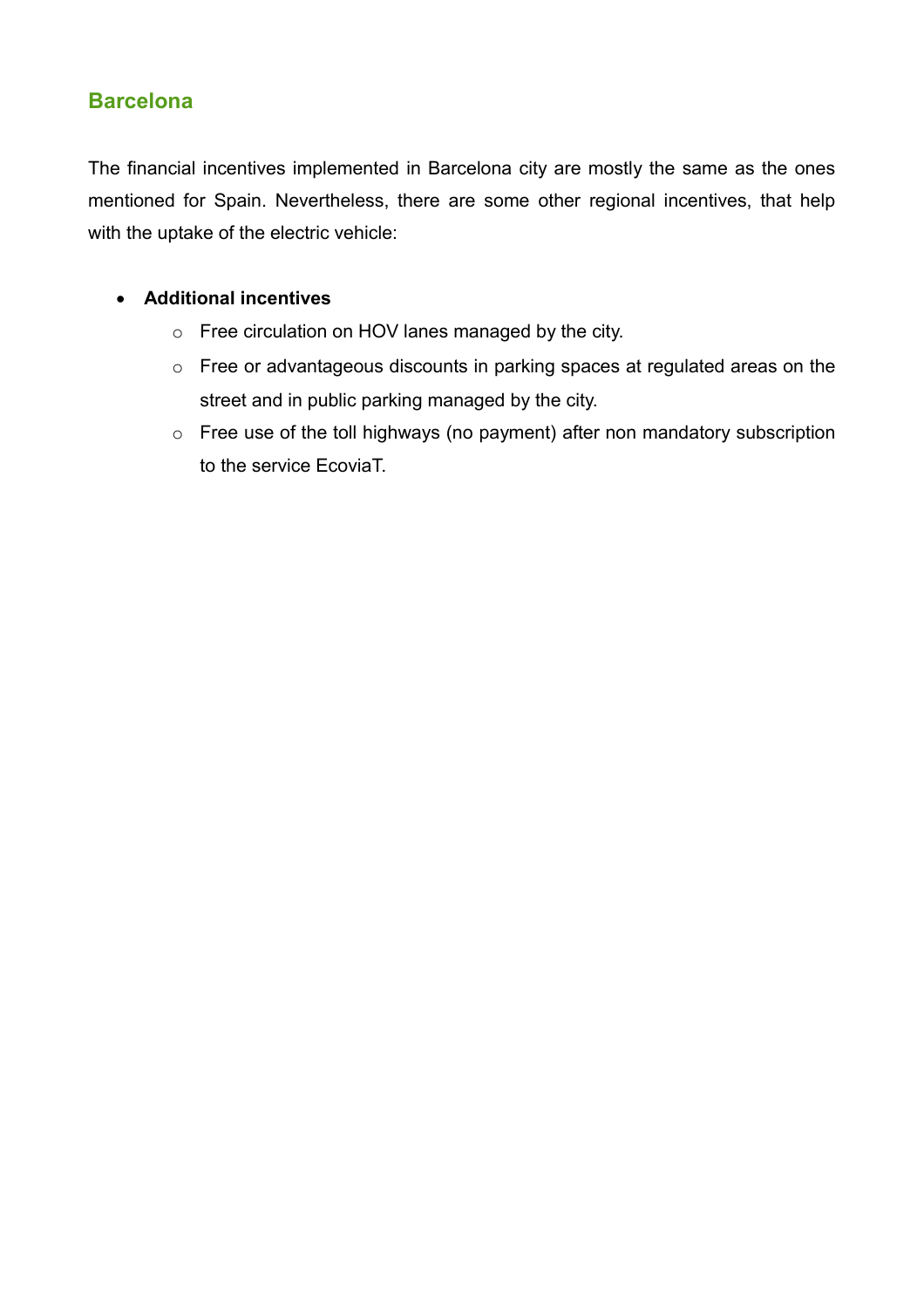## Barcelona

The financial incentives implemented in Barcelona city are mostly the same as the ones mentioned for Spain. Nevertheless, there are some other regional incentives, that help with the uptake of the electric vehicle:

- **Additional incentives**
  - Free circulation on HOV lanes managed by the city.
  - Free or advantageous discounts in parking spaces at regulated areas on the street and in public parking managed by the city.
  - Free use of the toll highways (no payment) after non mandatory subscription to the service EcoviaT.